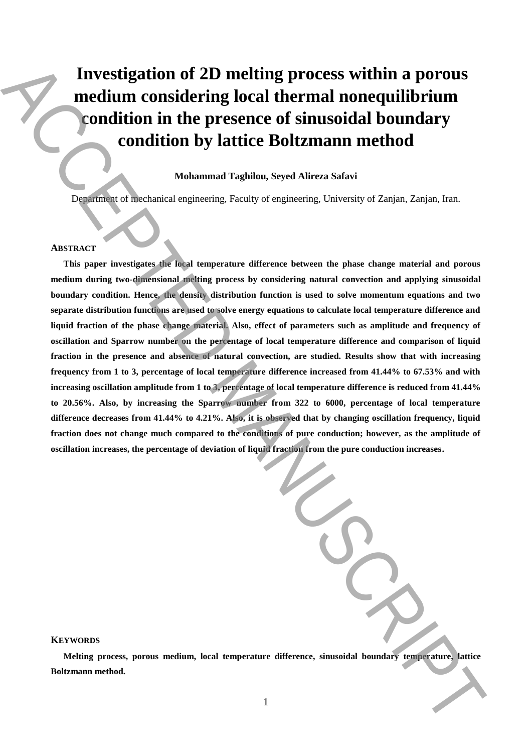# Investigation of 2D melting process within a porous medium considering local thermal nonequilibrium condition in the presence of sinusoidal boundary condition by lattice Boltzmann method

**Mohammad Taghilou, Seyed Alireza Safavi**

Department of mechanical engineering, Faculty of engineering, University of Zanjan, Zanjan, Iran.

## ABSTRACT

**This paper investigates the local temperature difference between the phase change material and porous medium during two-dimensional melting process by considering natural convection and applying sinusoidal boundary condition. Hence, the density distribution function is used to solve momentum equations and two separate distribution functions are used to solve energy equations to calculate local temperature difference and liquid fraction of the phase change material. Also, effect of parameters such as amplitude and frequency of oscillation and Sparrow number on the percentage of local temperature difference and comparison of liquid fraction in the presence and absence of natural convection, are studied. Results show that with increasing frequency from 1 to 3, percentage of local temperature difference increased from 41.44% to 67.53% and with increasing oscillation amplitude from 1 to 3, percentage of local temperature difference is reduced from 41.44% to 20.56%. Also, by increasing the Sparrow number from 322 to 6000, percentage of local temperature difference decreases from 41.44% to 4.21%. Also, it is observed that by changing oscillation frequency, liquid fraction does not change much compared to the conditions of pure conduction; however, as the amplitude of oscillation increases, the percentage of deviation of liquid fraction from the pure conduction increases.**

## KEYWORDS

**Melting process, porous medium, local temperature difference, sinusoidal boundary temperature, lattice Boltzmann method.**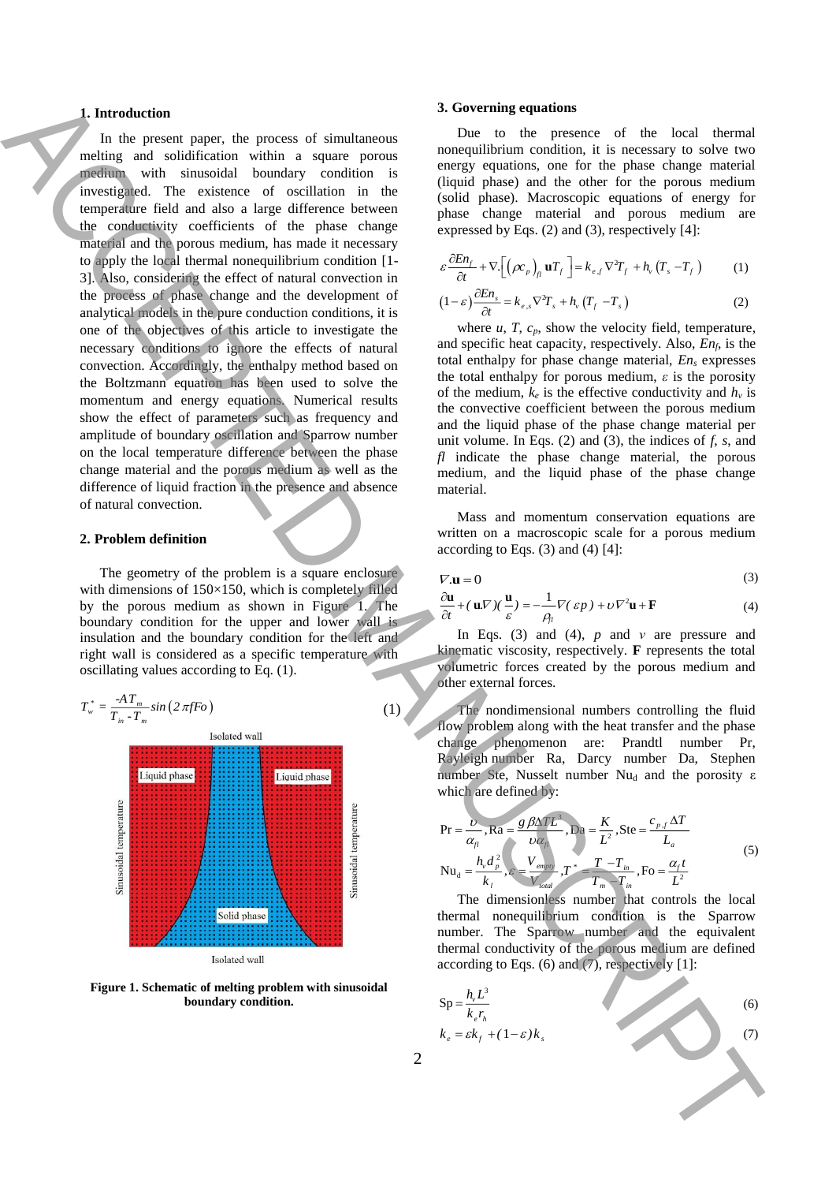## 1. Introduction

In the present paper, the process of simultaneous melting and solidification within a square porous medium with sinusoidal boundary condition is investigated. The existence of oscillation in the temperature field and also a large difference between the conductivity coefficients of the phase change material and the porous medium, has made it necessary to apply the local thermal nonequilibrium condition [1-3]. Also, considering the effect of natural convection in the process of phase change and the development of analytical models in the pure conduction conditions, it is one of the objectives of this article to investigate the necessary conditions to ignore the effects of natural convection. Accordingly, the enthalpy method based on the Boltzmann equation has been used to solve the momentum and energy equations. Numerical results show the effect of parameters such as frequency and amplitude of boundary oscillation and Sparrow number on the local temperature difference between the phase change material and the porous medium as well as the difference of liquid fraction in the presence and absence of natural convection.

## 2. Problem definition

The geometry of the problem is a square enclosure with dimensions of 150×150, which is completely filled by the porous medium as shown in Figure 1. The boundary condition for the upper and lower wall is insulation and the boundary condition for the left and right wall is considered as a specific temperature with oscillating values according to Eq. (1).

$$T_w^* = \frac{-AT_m}{T_{in}-T_m}\sin\left(2\pi f Fo\right) \tag{1}$$

**Figure 1. Schematic of melting problem with sinusoidal boundary condition.**

## 3. Governing equations

Due to the presence of the local thermal nonequilibrium condition, it is necessary to solve two energy equations, one for the phase change material (liquid phase) and the other for the porous medium (solid phase). Macroscopic equations of energy for phase change material and porous medium are expressed by Eqs. (2) and (3), respectively [4]:

$$\varepsilon\frac{\partial En_f}{\partial t} + \nabla.\left[\left(\rho c_p\right)_{fl}\mathbf{u}T_f\right] = k_{e,f}\nabla^2 T_f + h_v\left(T_s - T_f\right) \tag{1}$$

$$\left(1-\varepsilon\right)\frac{\partial En_s}{\partial t} = k_{e,s}\nabla^2 T_s + h_v\left(T_f - T_s\right) \tag{2}$$

where $u$, $T$, $c_p$, show the velocity field, temperature, and specific heat capacity, respectively. Also, $En_f$, is the total enthalpy for phase change material, $En_s$ expresses the total enthalpy for porous medium, $\varepsilon$ is the porosity of the medium, $k_e$ is the effective conductivity and $h_v$ is the convective coefficient between the porous medium and the liquid phase of the phase change material per unit volume. In Eqs. (2) and (3), the indices of $f$, $s$, and $fl$ indicate the phase change material, the porous medium, and the liquid phase of the phase change material.

Mass and momentum conservation equations are written on a macroscopic scale for a porous medium according to Eqs. (3) and (4) [4]:

$$\nabla.\mathbf{u} = 0 \tag{3}$$

$$\frac{\partial \mathbf{u}}{\partial t} + (\mathbf{u}.\nabla)(\frac{\mathbf{u}}{\varepsilon}) = -\frac{1}{\rho_{fl}}\nabla(\varepsilon p) + \upsilon\nabla^2\mathbf{u} + \mathbf{F} \tag{4}$$

In Eqs. (3) and (4), $p$ and $v$ are pressure and kinematic viscosity, respectively. **F** represents the total volumetric forces created by the porous medium and other external forces.

The nondimensional numbers controlling the fluid flow problem along with the heat transfer and the phase change phenomenon are: Prandtl number Pr, Rayleigh number Ra, Darcy number Da, Stephen number Ste, Nusselt number $\mathrm{Nu_d}$ and the porosity ε which are defined by:

$$\mathrm{Pr} = \frac{\upsilon}{\alpha_{fl}}, \mathrm{Ra} = \frac{g\beta\Delta T L^3}{\upsilon\alpha_{fl}}, \mathrm{Da} = \frac{K}{L^2}, \mathrm{Ste} = \frac{c_{p,f}\Delta T}{L_a}$$
$$\mathrm{Nu_d} = \frac{h_v d_p^2}{k_l}, \varepsilon = \frac{V_{empty}}{V_{total}}, T^* = \frac{T - T_{in}}{T_m - T_{in}}, \mathrm{Fo} = \frac{\alpha_f t}{L^2} \tag{5}$$

The dimensionless number that controls the local thermal nonequilibrium condition is the Sparrow number. The Sparrow number and the equivalent thermal conductivity of the porous medium are defined according to Eqs. (6) and (7), respectively [1]:

$$\mathrm{Sp} = \frac{h_v L^3}{k_e r_h} \tag{6}$$

$$k_e = \varepsilon k_f + (1-\varepsilon)k_s \tag{7}$$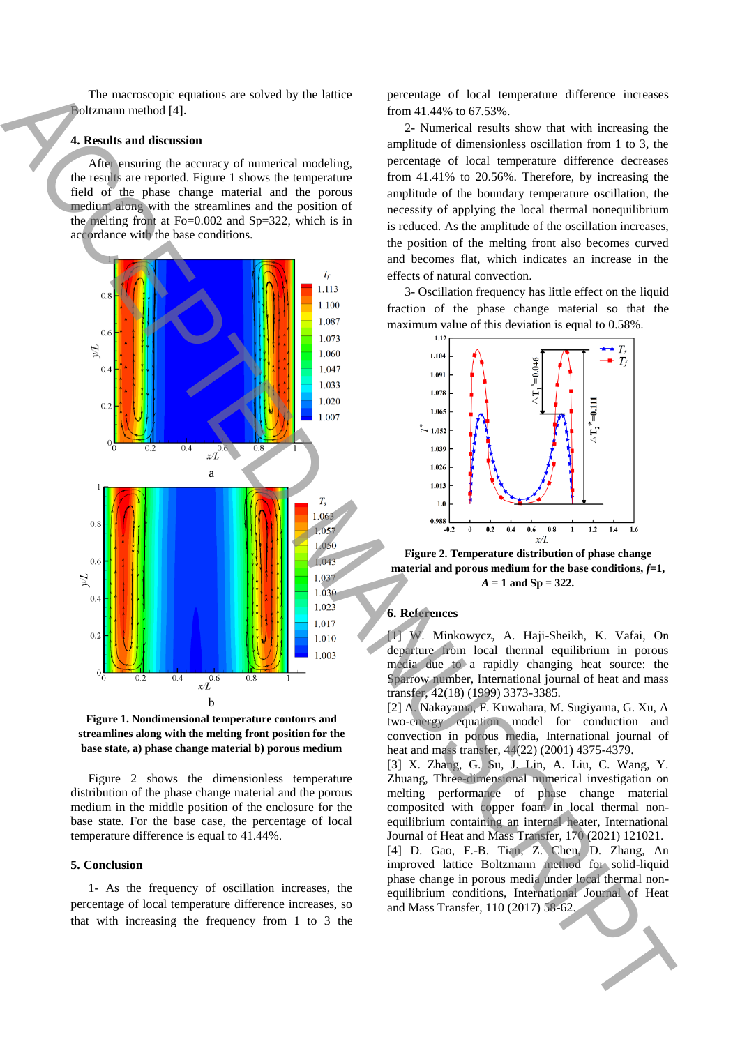The macroscopic equations are solved by the lattice Boltzmann method [4].

## 4. Results and discussion

After ensuring the accuracy of numerical modeling, the results are reported. Figure 1 shows the temperature field of the phase change material and the porous medium along with the streamlines and the position of the melting front at Fo=0.002 and Sp=322, which is in accordance with the base conditions.

**Figure 1. Nondimensional temperature contours and streamlines along with the melting front position for the base state, a) phase change material b) porous medium**

Figure 2 shows the dimensionless temperature distribution of the phase change material and the porous medium in the middle position of the enclosure for the base state. For the base case, the percentage of local temperature difference is equal to 41.44%.

## 5. Conclusion

1- As the frequency of oscillation increases, the percentage of local temperature difference increases, so that with increasing the frequency from 1 to 3 the percentage of local temperature difference increases from 41.44% to 67.53%.

2- Numerical results show that with increasing the amplitude of dimensionless oscillation from 1 to 3, the percentage of local temperature difference decreases from 41.41% to 20.56%. Therefore, by increasing the amplitude of the boundary temperature oscillation, the necessity of applying the local thermal nonequilibrium is reduced. As the amplitude of the oscillation increases, the position of the melting front also becomes curved and becomes flat, which indicates an increase in the effects of natural convection.

3- Oscillation frequency has little effect on the liquid fraction of the phase change material so that the maximum value of this deviation is equal to 0.58%.

**Figure 2. Temperature distribution of phase change material and porous medium for the base conditions, *f*=1, *A* = 1 and Sp = 322.**

## 6. References

[1] W. Minkowycz, A. Haji-Sheikh, K. Vafai, On departure from local thermal equilibrium in porous media due to a rapidly changing heat source: the Sparrow number, International journal of heat and mass transfer, 42(18) (1999) 3373-3385.

[2] A. Nakayama, F. Kuwahara, M. Sugiyama, G. Xu, A two-energy equation model for conduction and convection in porous media, International journal of heat and mass transfer, 44(22) (2001) 4375-4379.

[3] X. Zhang, G. Su, J. Lin, A. Liu, C. Wang, Y. Zhuang, Three-dimensional numerical investigation on melting performance of phase change material composited with copper foam in local thermal non-equilibrium containing an internal heater, International Journal of Heat and Mass Transfer, 170 (2021) 121021.

[4] D. Gao, F.-B. Tian, Z. Chen, D. Zhang, An improved lattice Boltzmann method for solid-liquid phase change in porous media under local thermal non-equilibrium conditions, International Journal of Heat and Mass Transfer, 110 (2017) 58-62.